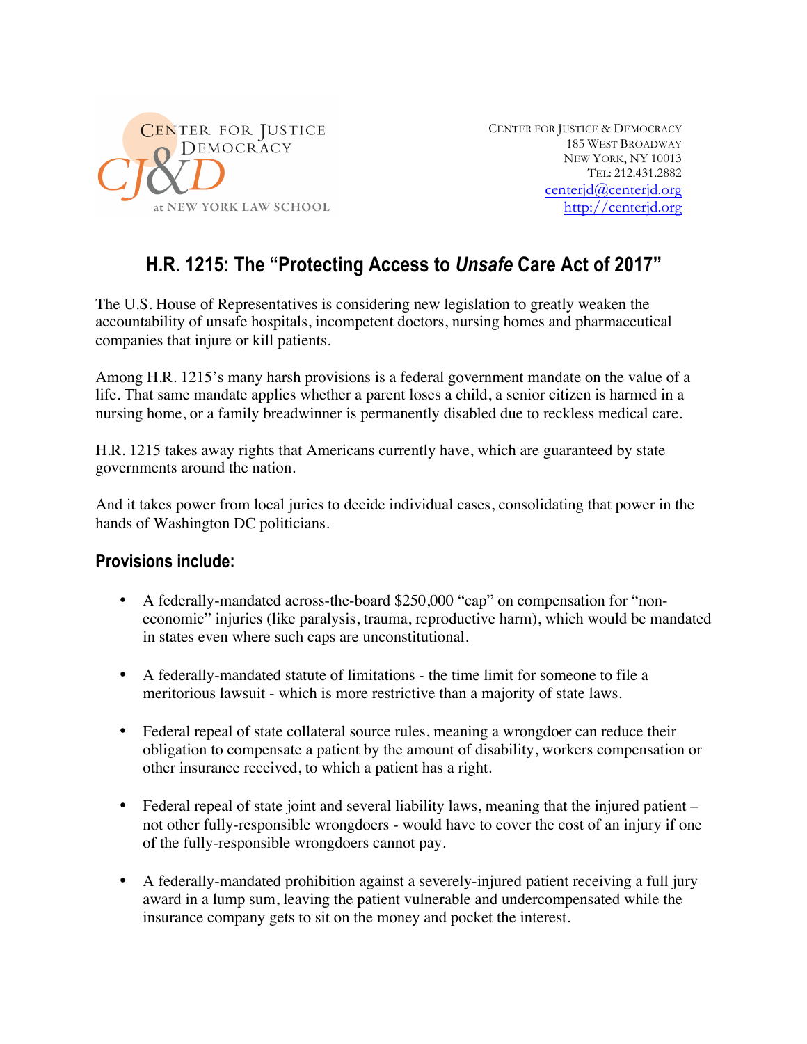CENTER FOR JUSTICE & DEMOCRACY
at NEW YORK LAW SCHOOL

CENTER FOR JUSTICE & DEMOCRACY
185 WEST BROADWAY
NEW YORK, NY 10013
TEL: 212.431.2882
centerjd@centerjd.org
http://centerjd.org

# H.R. 1215: The "Protecting Access to *Unsafe* Care Act of 2017"

The U.S. House of Representatives is considering new legislation to greatly weaken the accountability of unsafe hospitals, incompetent doctors, nursing homes and pharmaceutical companies that injure or kill patients.

Among H.R. 1215's many harsh provisions is a federal government mandate on the value of a life. That same mandate applies whether a parent loses a child, a senior citizen is harmed in a nursing home, or a family breadwinner is permanently disabled due to reckless medical care.

H.R. 1215 takes away rights that Americans currently have, which are guaranteed by state governments around the nation.

And it takes power from local juries to decide individual cases, consolidating that power in the hands of Washington DC politicians.

## Provisions include:

- A federally-mandated across-the-board $250,000 "cap" on compensation for "non-economic" injuries (like paralysis, trauma, reproductive harm), which would be mandated in states even where such caps are unconstitutional.

- A federally-mandated statute of limitations - the time limit for someone to file a meritorious lawsuit - which is more restrictive than a majority of state laws.

- Federal repeal of state collateral source rules, meaning a wrongdoer can reduce their obligation to compensate a patient by the amount of disability, workers compensation or other insurance received, to which a patient has a right.

- Federal repeal of state joint and several liability laws, meaning that the injured patient – not other fully-responsible wrongdoers - would have to cover the cost of an injury if one of the fully-responsible wrongdoers cannot pay.

- A federally-mandated prohibition against a severely-injured patient receiving a full jury award in a lump sum, leaving the patient vulnerable and undercompensated while the insurance company gets to sit on the money and pocket the interest.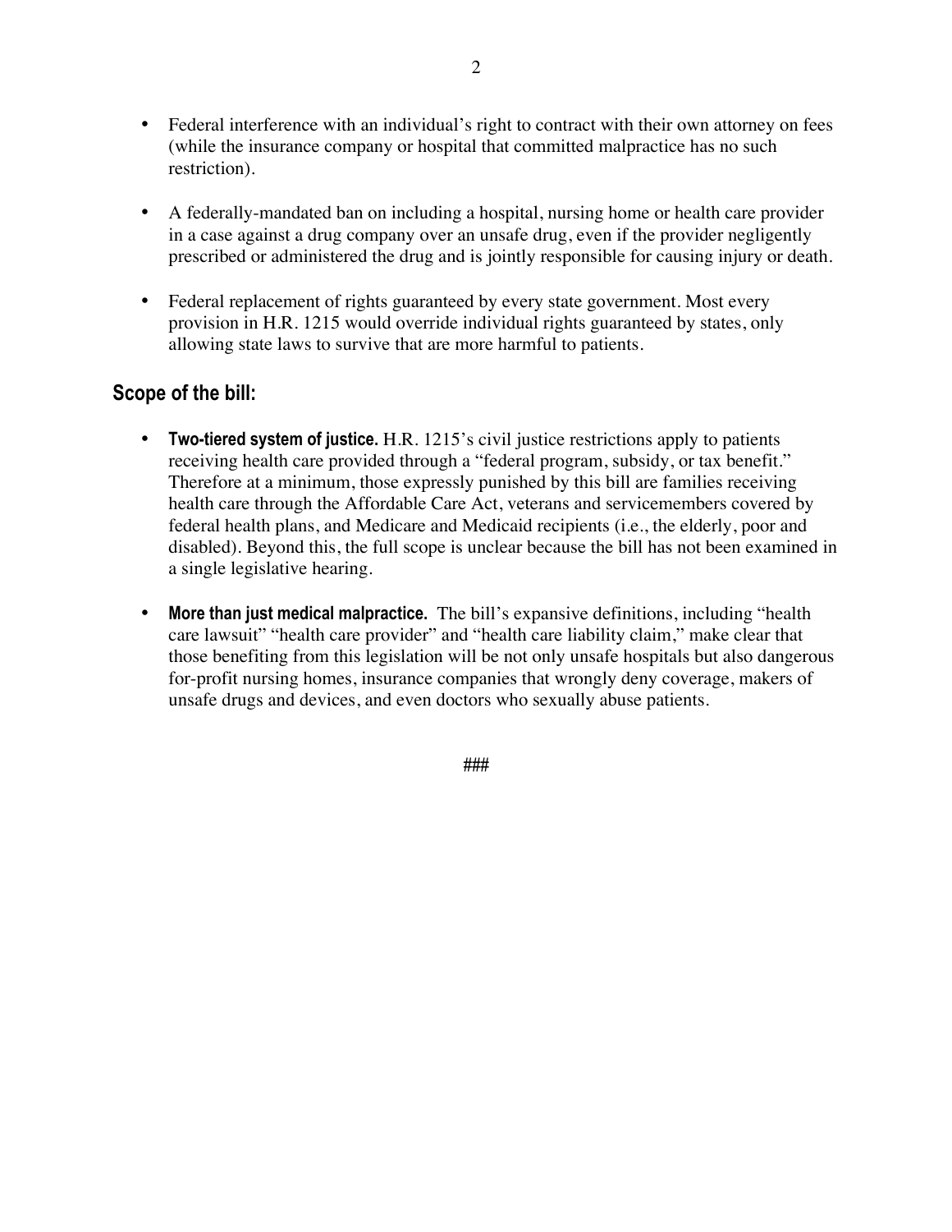- Federal interference with an individual's right to contract with their own attorney on fees (while the insurance company or hospital that committed malpractice has no such restriction).

- A federally-mandated ban on including a hospital, nursing home or health care provider in a case against a drug company over an unsafe drug, even if the provider negligently prescribed or administered the drug and is jointly responsible for causing injury or death.

- Federal replacement of rights guaranteed by every state government. Most every provision in H.R. 1215 would override individual rights guaranteed by states, only allowing state laws to survive that are more harmful to patients.

## Scope of the bill:

- **Two-tiered system of justice.** H.R. 1215's civil justice restrictions apply to patients receiving health care provided through a "federal program, subsidy, or tax benefit." Therefore at a minimum, those expressly punished by this bill are families receiving health care through the Affordable Care Act, veterans and servicemembers covered by federal health plans, and Medicare and Medicaid recipients (i.e., the elderly, poor and disabled). Beyond this, the full scope is unclear because the bill has not been examined in a single legislative hearing.

- **More than just medical malpractice.** The bill's expansive definitions, including "health care lawsuit" "health care provider" and "health care liability claim," make clear that those benefiting from this legislation will be not only unsafe hospitals but also dangerous for-profit nursing homes, insurance companies that wrongly deny coverage, makers of unsafe drugs and devices, and even doctors who sexually abuse patients.

###